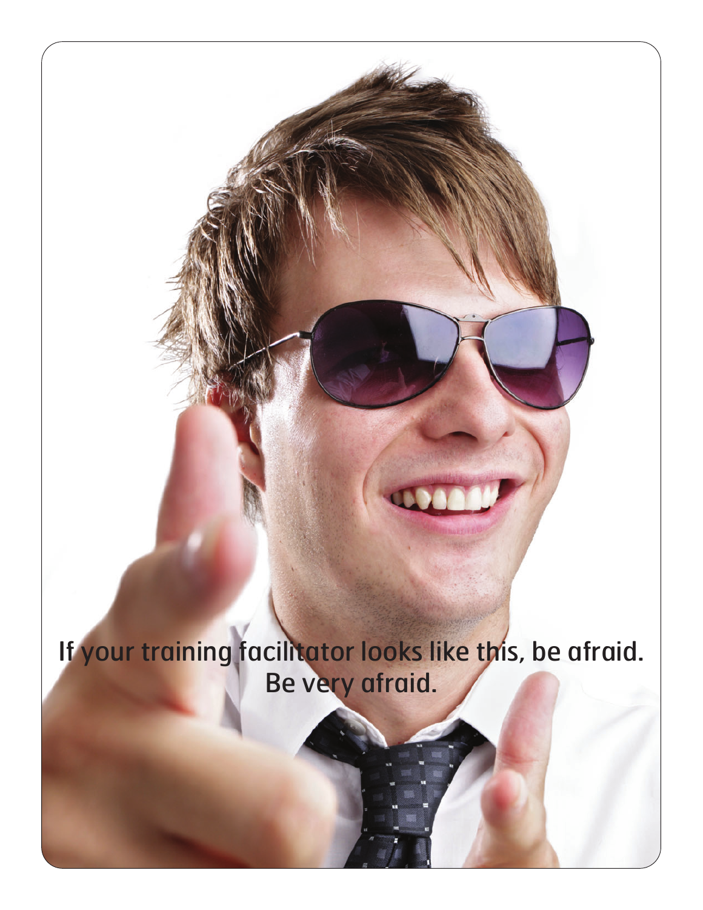If your training facilitator looks like this, be afraid.
Be very afraid.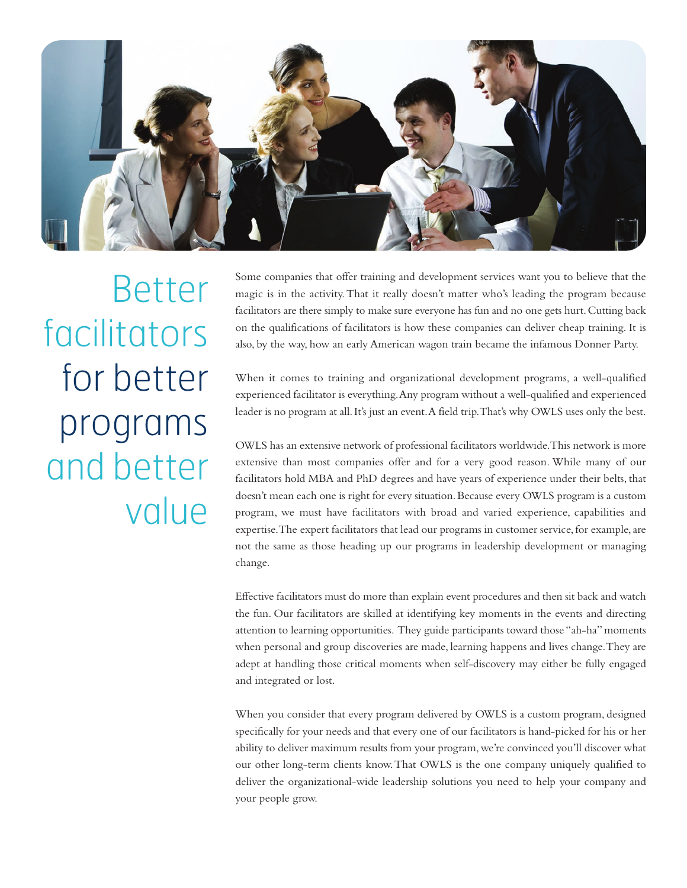# Better facilitators for better programs and better value

Some companies that offer training and development services want you to believe that the magic is in the activity. That it really doesn't matter who's leading the program because facilitators are there simply to make sure everyone has fun and no one gets hurt. Cutting back on the qualifications of facilitators is how these companies can deliver cheap training. It is also, by the way, how an early American wagon train became the infamous Donner Party.

When it comes to training and organizational development programs, a well-qualified experienced facilitator is everything. Any program without a well-qualified and experienced leader is no program at all. It's just an event. A field trip. That's why OWLS uses only the best.

OWLS has an extensive network of professional facilitators worldwide. This network is more extensive than most companies offer and for a very good reason. While many of our facilitators hold MBA and PhD degrees and have years of experience under their belts, that doesn't mean each one is right for every situation. Because every OWLS program is a custom program, we must have facilitators with broad and varied experience, capabilities and expertise. The expert facilitators that lead our programs in customer service, for example, are not the same as those heading up our programs in leadership development or managing change.

Effective facilitators must do more than explain event procedures and then sit back and watch the fun. Our facilitators are skilled at identifying key moments in the events and directing attention to learning opportunities. They guide participants toward those "ah-ha" moments when personal and group discoveries are made, learning happens and lives change. They are adept at handling those critical moments when self-discovery may either be fully engaged and integrated or lost.

When you consider that every program delivered by OWLS is a custom program, designed specifically for your needs and that every one of our facilitators is hand-picked for his or her ability to deliver maximum results from your program, we're convinced you'll discover what our other long-term clients know. That OWLS is the one company uniquely qualified to deliver the organizational-wide leadership solutions you need to help your company and your people grow.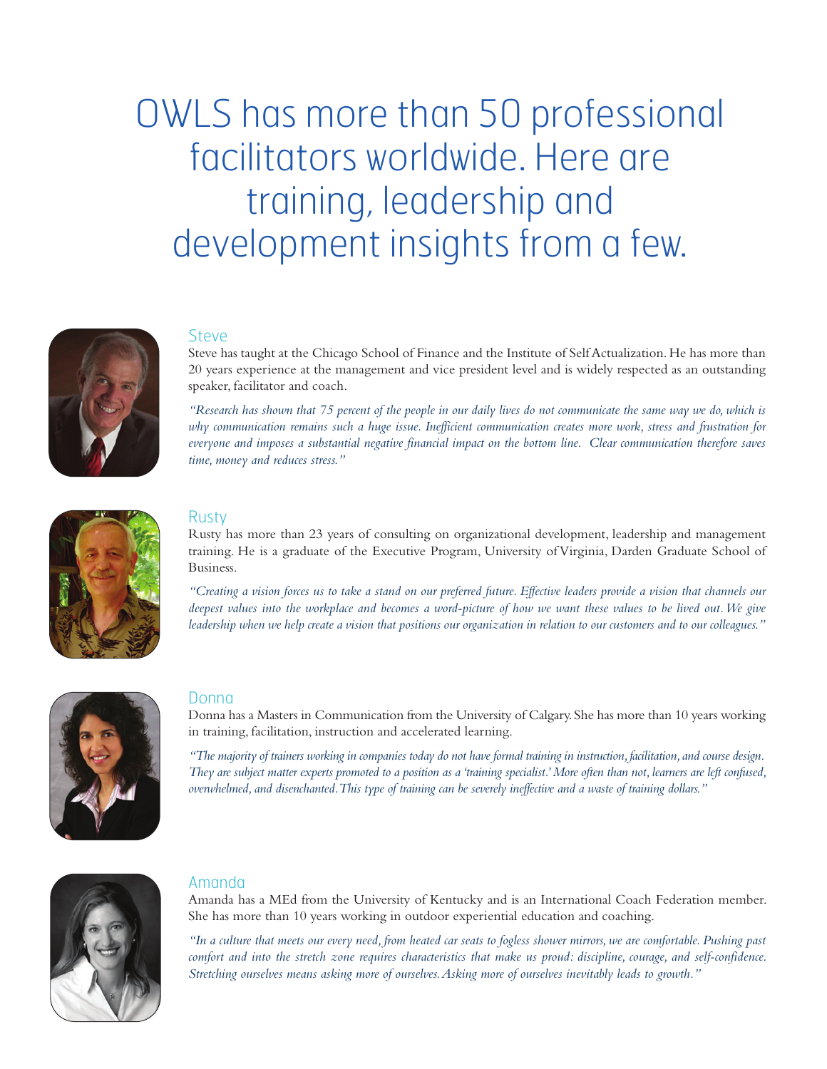# OWLS has more than 50 professional facilitators worldwide. Here are training, leadership and development insights from a few.

## Steve

Steve has taught at the Chicago School of Finance and the Institute of Self Actualization. He has more than 20 years experience at the management and vice president level and is widely respected as an outstanding speaker, facilitator and coach.

*"Research has shown that 75 percent of the people in our daily lives do not communicate the same way we do, which is why communication remains such a huge issue. Inefficient communication creates more work, stress and frustration for everyone and imposes a substantial negative financial impact on the bottom line. Clear communication therefore saves time, money and reduces stress."*

## Rusty

Rusty has more than 23 years of consulting on organizational development, leadership and management training. He is a graduate of the Executive Program, University of Virginia, Darden Graduate School of Business.

*"Creating a vision forces us to take a stand on our preferred future. Effective leaders provide a vision that channels our deepest values into the workplace and becomes a word-picture of how we want these values to be lived out. We give leadership when we help create a vision that positions our organization in relation to our customers and to our colleagues."*

## Donna

Donna has a Masters in Communication from the University of Calgary. She has more than 10 years working in training, facilitation, instruction and accelerated learning.

*"The majority of trainers working in companies today do not have formal training in instruction, facilitation, and course design. They are subject matter experts promoted to a position as a 'training specialist.' More often than not, learners are left confused, overwhelmed, and disenchanted. This type of training can be severely ineffective and a waste of training dollars."*

## Amanda

Amanda has a MEd from the University of Kentucky and is an International Coach Federation member. She has more than 10 years working in outdoor experiential education and coaching.

*"In a culture that meets our every need, from heated car seats to fogless shower mirrors, we are comfortable. Pushing past comfort and into the stretch zone requires characteristics that make us proud: discipline, courage, and self-confidence. Stretching ourselves means asking more of ourselves. Asking more of ourselves inevitably leads to growth."*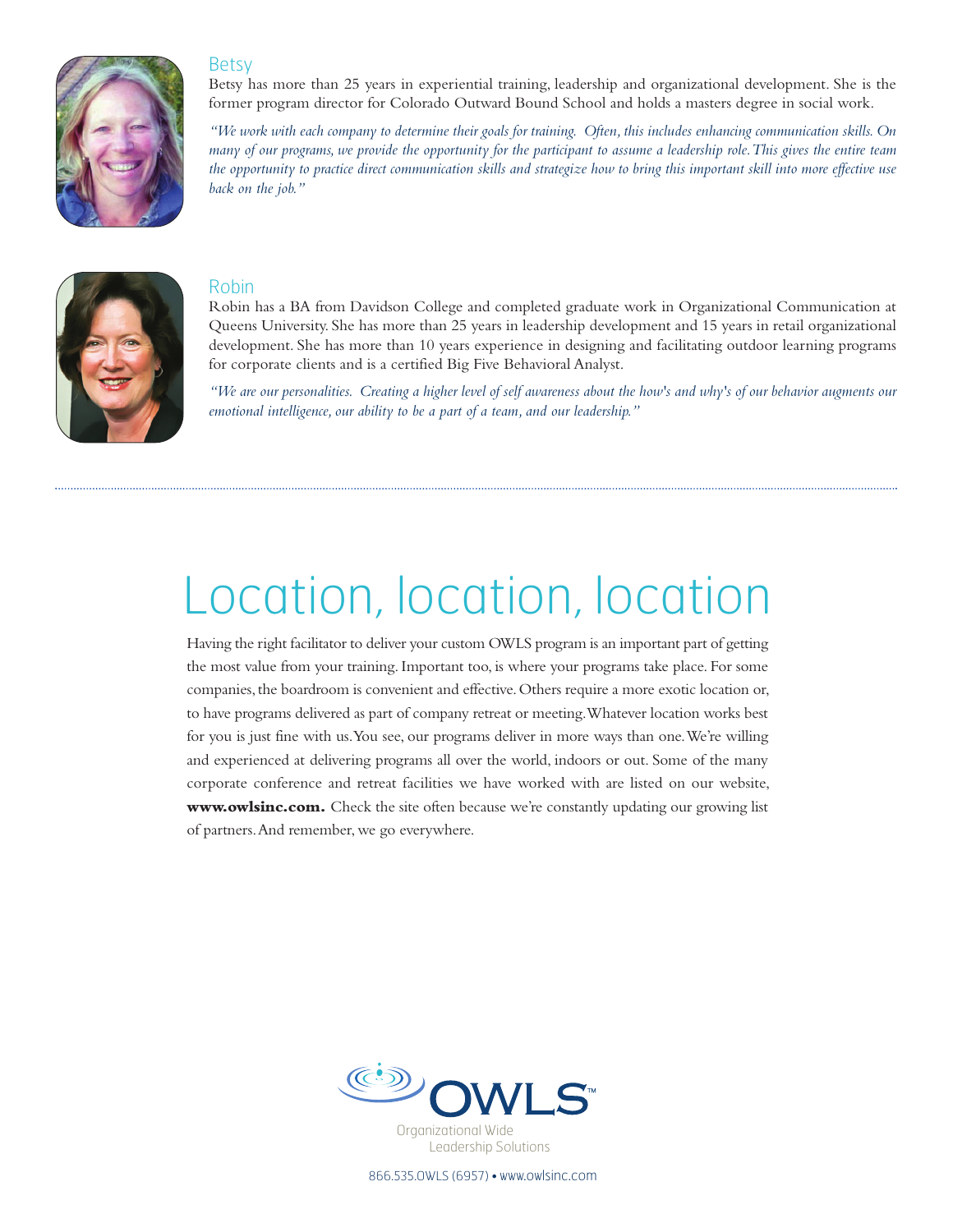## Betsy

Betsy has more than 25 years in experiential training, leadership and organizational development. She is the former program director for Colorado Outward Bound School and holds a masters degree in social work.

*"We work with each company to determine their goals for training. Often, this includes enhancing communication skills. On many of our programs, we provide the opportunity for the participant to assume a leadership role. This gives the entire team the opportunity to practice direct communication skills and strategize how to bring this important skill into more effective use back on the job."*

## Robin

Robin has a BA from Davidson College and completed graduate work in Organizational Communication at Queens University. She has more than 25 years in leadership development and 15 years in retail organizational development. She has more than 10 years experience in designing and facilitating outdoor learning programs for corporate clients and is a certified Big Five Behavioral Analyst.

*"We are our personalities. Creating a higher level of self awareness about the how's and why's of our behavior augments our emotional intelligence, our ability to be a part of a team, and our leadership."*

# Location, location, location

Having the right facilitator to deliver your custom OWLS program is an important part of getting the most value from your training. Important too, is where your programs take place. For some companies, the boardroom is convenient and effective. Others require a more exotic location or, to have programs delivered as part of company retreat or meeting. Whatever location works best for you is just fine with us. You see, our programs deliver in more ways than one. We're willing and experienced at delivering programs all over the world, indoors or out. Some of the many corporate conference and retreat facilities we have worked with are listed on our website, **www.owlsinc.com.** Check the site often because we're constantly updating our growing list of partners. And remember, we go everywhere.

OWLS™

Organizational Wide Leadership Solutions

866.535.OWLS (6957) • www.owlsinc.com